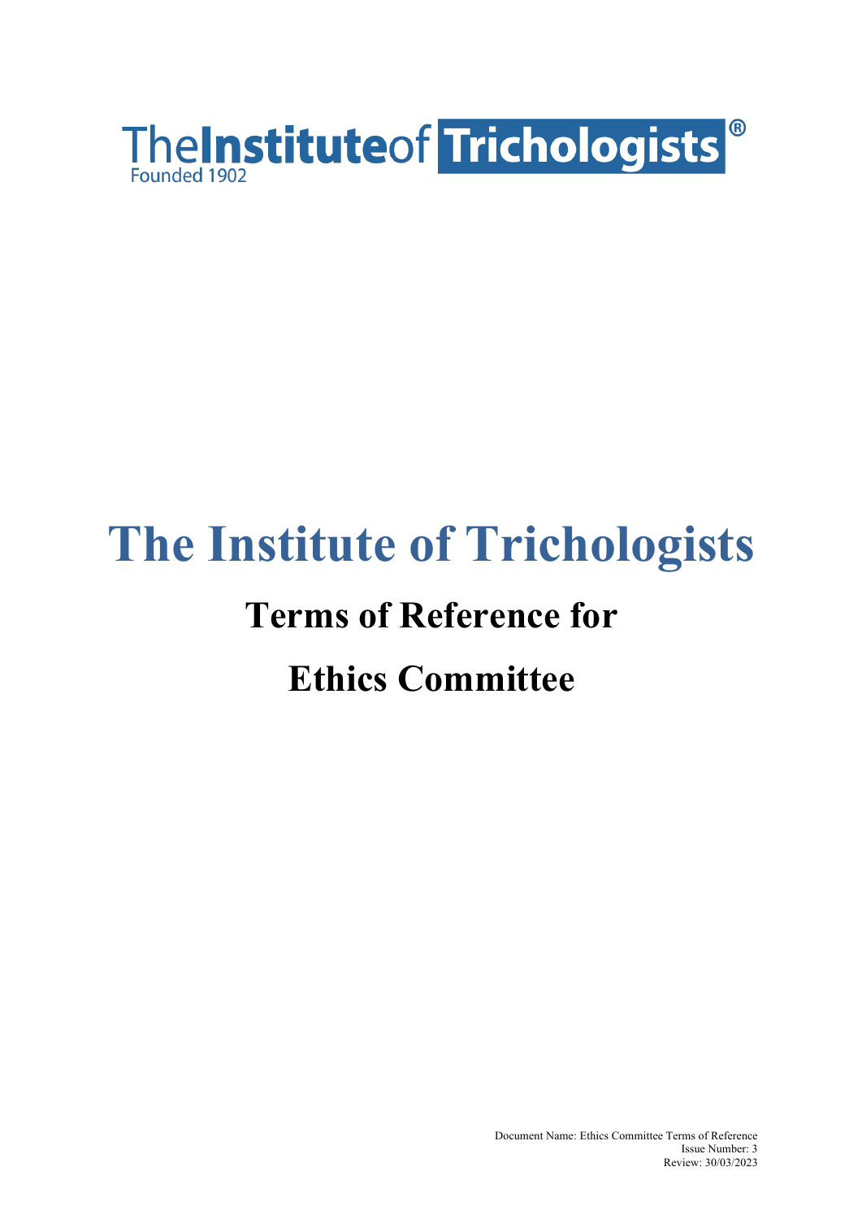The Institute of Trichologists®
Founded 1902

# The Institute of Trichologists

## Terms of Reference for

## Ethics Committee

Document Name: Ethics Committee Terms of Reference
Issue Number: 3
Review: 30/03/2023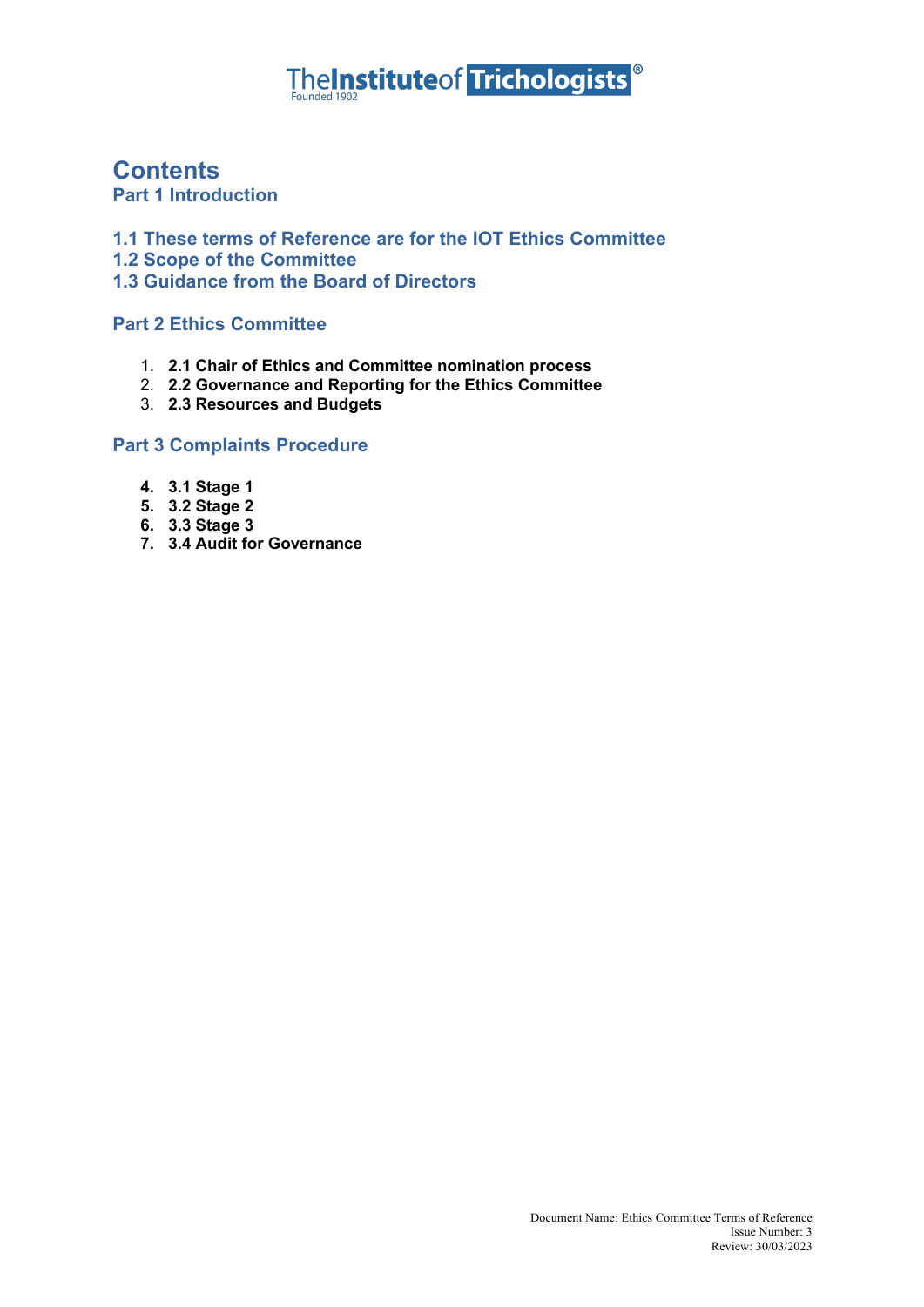# Contents

## Part 1 Introduction

### 1.1 These terms of Reference are for the IOT Ethics Committee
### 1.2 Scope of the Committee
### 1.3 Guidance from the Board of Directors

## Part 2 Ethics Committee

1. **2.1 Chair of Ethics and Committee nomination process**
2. **2.2 Governance and Reporting for the Ethics Committee**
3. **2.3 Resources and Budgets**

## Part 3 Complaints Procedure

4. **3.1 Stage 1**
5. **3.2 Stage 2**
6. **3.3 Stage 3**
7. **3.4 Audit for Governance**

Document Name: Ethics Committee Terms of Reference
Issue Number: 3
Review: 30/03/2023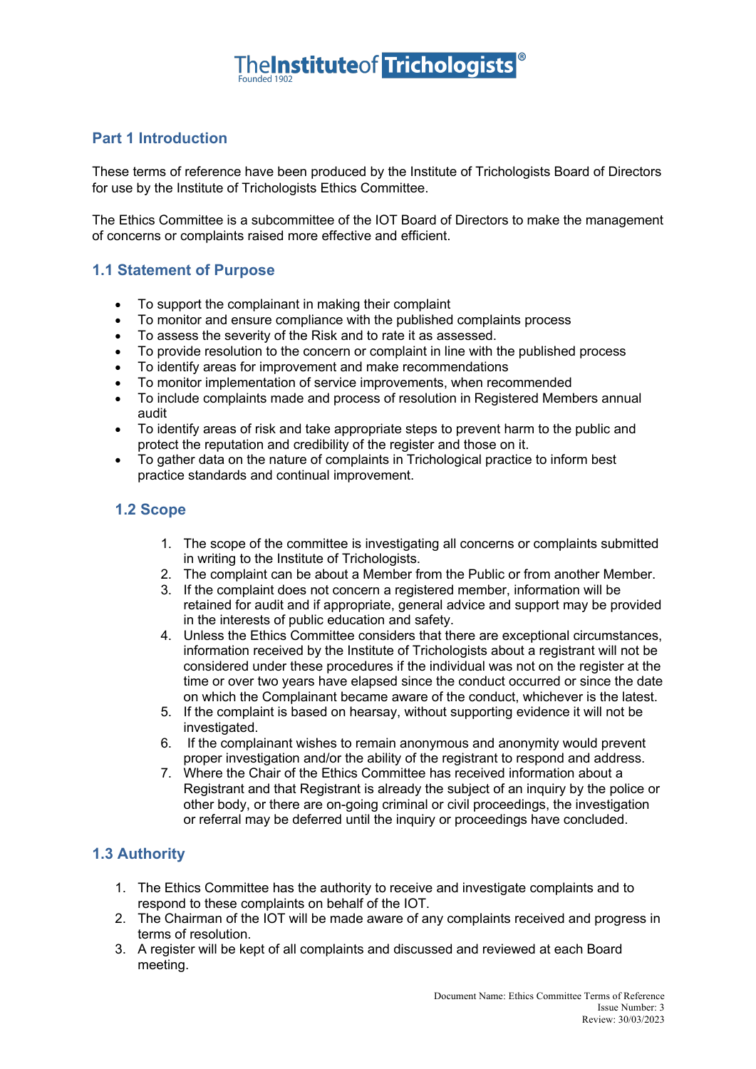## Part 1 Introduction

These terms of reference have been produced by the Institute of Trichologists Board of Directors for use by the Institute of Trichologists Ethics Committee.

The Ethics Committee is a subcommittee of the IOT Board of Directors to make the management of concerns or complaints raised more effective and efficient.

### 1.1 Statement of Purpose

- To support the complainant in making their complaint
- To monitor and ensure compliance with the published complaints process
- To assess the severity of the Risk and to rate it as assessed.
- To provide resolution to the concern or complaint in line with the published process
- To identify areas for improvement and make recommendations
- To monitor implementation of service improvements, when recommended
- To include complaints made and process of resolution in Registered Members annual audit
- To identify areas of risk and take appropriate steps to prevent harm to the public and protect the reputation and credibility of the register and those on it.
- To gather data on the nature of complaints in Trichological practice to inform best practice standards and continual improvement.

### 1.2 Scope

1. The scope of the committee is investigating all concerns or complaints submitted in writing to the Institute of Trichologists.
2. The complaint can be about a Member from the Public or from another Member.
3. If the complaint does not concern a registered member, information will be retained for audit and if appropriate, general advice and support may be provided in the interests of public education and safety.
4. Unless the Ethics Committee considers that there are exceptional circumstances, information received by the Institute of Trichologists about a registrant will not be considered under these procedures if the individual was not on the register at the time or over two years have elapsed since the conduct occurred or since the date on which the Complainant became aware of the conduct, whichever is the latest.
5. If the complaint is based on hearsay, without supporting evidence it will not be investigated.
6. If the complainant wishes to remain anonymous and anonymity would prevent proper investigation and/or the ability of the registrant to respond and address.
7. Where the Chair of the Ethics Committee has received information about a Registrant and that Registrant is already the subject of an inquiry by the police or other body, or there are on-going criminal or civil proceedings, the investigation or referral may be deferred until the inquiry or proceedings have concluded.

### 1.3 Authority

1. The Ethics Committee has the authority to receive and investigate complaints and to respond to these complaints on behalf of the IOT.
2. The Chairman of the IOT will be made aware of any complaints received and progress in terms of resolution.
3. A register will be kept of all complaints and discussed and reviewed at each Board meeting.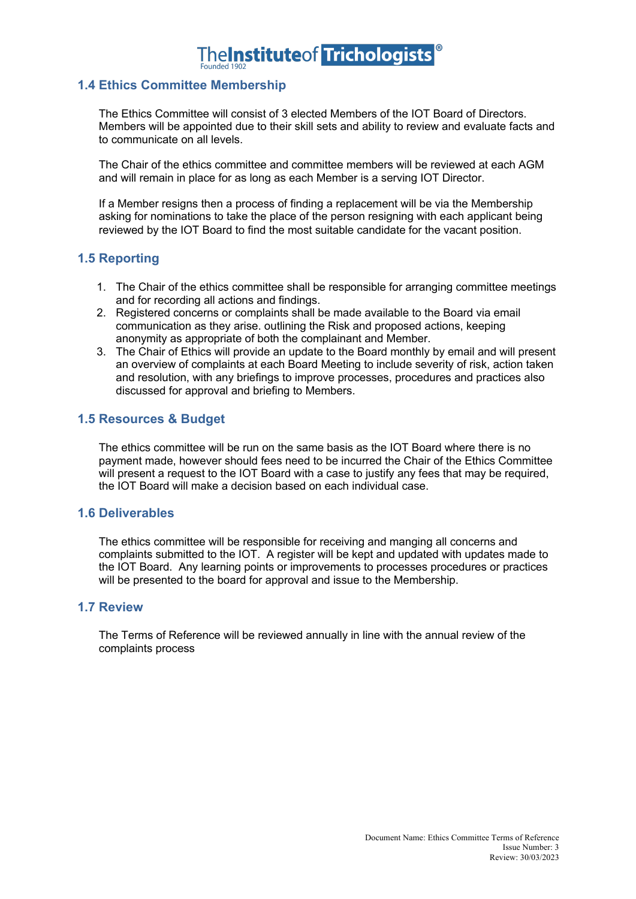## 1.4 Ethics Committee Membership

The Ethics Committee will consist of 3 elected Members of the IOT Board of Directors. Members will be appointed due to their skill sets and ability to review and evaluate facts and to communicate on all levels.

The Chair of the ethics committee and committee members will be reviewed at each AGM and will remain in place for as long as each Member is a serving IOT Director.

If a Member resigns then a process of finding a replacement will be via the Membership asking for nominations to take the place of the person resigning with each applicant being reviewed by the IOT Board to find the most suitable candidate for the vacant position.

## 1.5 Reporting

1. The Chair of the ethics committee shall be responsible for arranging committee meetings and for recording all actions and findings.
2. Registered concerns or complaints shall be made available to the Board via email communication as they arise. outlining the Risk and proposed actions, keeping anonymity as appropriate of both the complainant and Member.
3. The Chair of Ethics will provide an update to the Board monthly by email and will present an overview of complaints at each Board Meeting to include severity of risk, action taken and resolution, with any briefings to improve processes, procedures and practices also discussed for approval and briefing to Members.

## 1.5 Resources & Budget

The ethics committee will be run on the same basis as the IOT Board where there is no payment made, however should fees need to be incurred the Chair of the Ethics Committee will present a request to the IOT Board with a case to justify any fees that may be required, the IOT Board will make a decision based on each individual case.

## 1.6 Deliverables

The ethics committee will be responsible for receiving and manging all concerns and complaints submitted to the IOT. A register will be kept and updated with updates made to the IOT Board. Any learning points or improvements to processes procedures or practices will be presented to the board for approval and issue to the Membership.

## 1.7 Review

The Terms of Reference will be reviewed annually in line with the annual review of the complaints process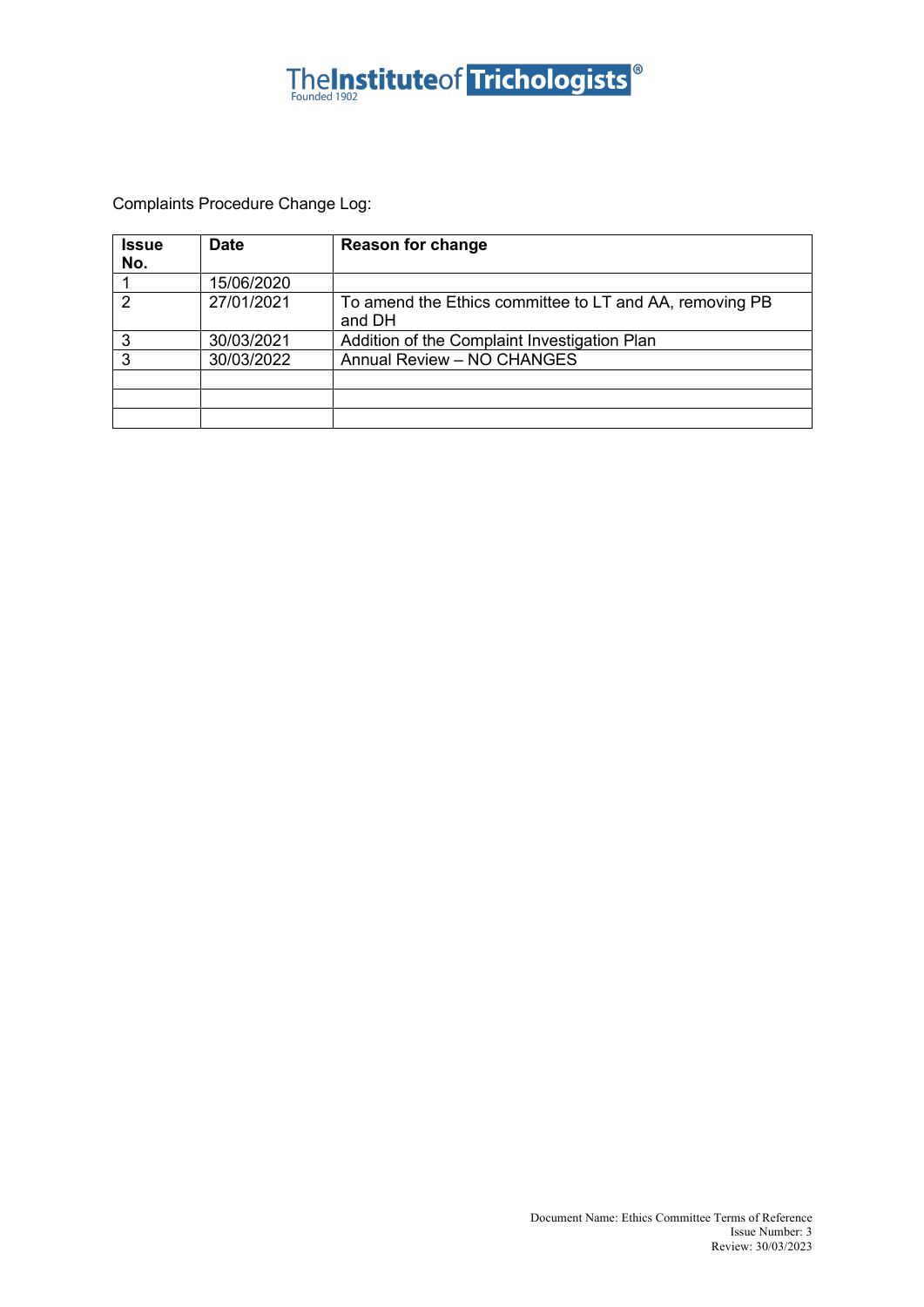Complaints Procedure Change Log:

| Issue No. | Date | Reason for change |
|---|---|---|
| 1 | 15/06/2020 | |
| 2 | 27/01/2021 | To amend the Ethics committee to LT and AA, removing PB and DH |
| 3 | 30/03/2021 | Addition of the Complaint Investigation Plan |
| 3 | 30/03/2022 | Annual Review – NO CHANGES |
| | | |
| | | |
| | | |